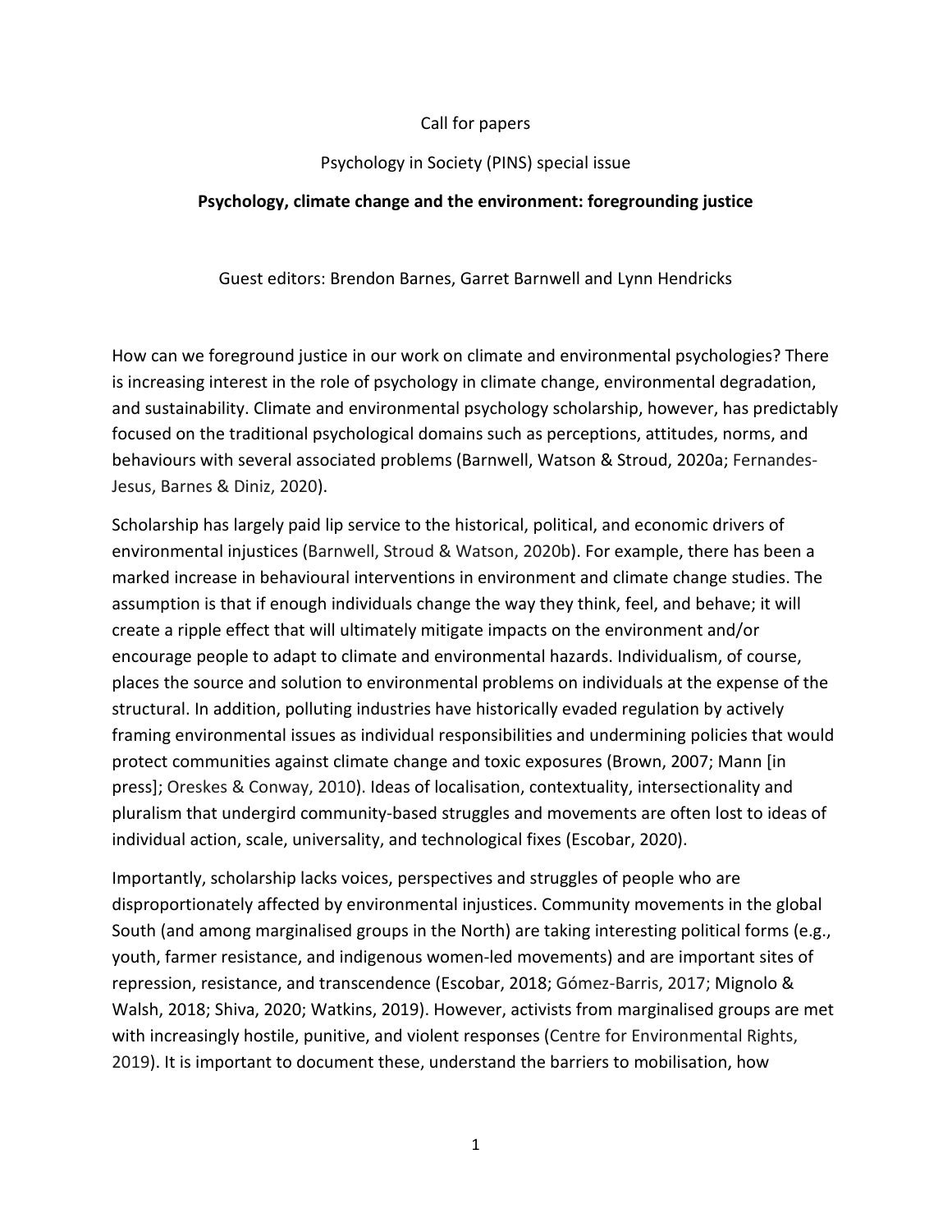Call for papers

Psychology in Society (PINS) special issue

# Psychology, climate change and the environment: foregrounding justice

Guest editors: Brendon Barnes, Garret Barnwell and Lynn Hendricks

How can we foreground justice in our work on climate and environmental psychologies? There is increasing interest in the role of psychology in climate change, environmental degradation, and sustainability. Climate and environmental psychology scholarship, however, has predictably focused on the traditional psychological domains such as perceptions, attitudes, norms, and behaviours with several associated problems (Barnwell, Watson & Stroud, 2020a; Fernandes-Jesus, Barnes & Diniz, 2020).

Scholarship has largely paid lip service to the historical, political, and economic drivers of environmental injustices (Barnwell, Stroud & Watson, 2020b). For example, there has been a marked increase in behavioural interventions in environment and climate change studies. The assumption is that if enough individuals change the way they think, feel, and behave; it will create a ripple effect that will ultimately mitigate impacts on the environment and/or encourage people to adapt to climate and environmental hazards. Individualism, of course, places the source and solution to environmental problems on individuals at the expense of the structural. In addition, polluting industries have historically evaded regulation by actively framing environmental issues as individual responsibilities and undermining policies that would protect communities against climate change and toxic exposures (Brown, 2007; Mann [in press]; Oreskes & Conway, 2010). Ideas of localisation, contextuality, intersectionality and pluralism that undergird community-based struggles and movements are often lost to ideas of individual action, scale, universality, and technological fixes (Escobar, 2020).

Importantly, scholarship lacks voices, perspectives and struggles of people who are disproportionately affected by environmental injustices. Community movements in the global South (and among marginalised groups in the North) are taking interesting political forms (e.g., youth, farmer resistance, and indigenous women-led movements) and are important sites of repression, resistance, and transcendence (Escobar, 2018; Gómez-Barris, 2017; Mignolo & Walsh, 2018; Shiva, 2020; Watkins, 2019). However, activists from marginalised groups are met with increasingly hostile, punitive, and violent responses (Centre for Environmental Rights, 2019). It is important to document these, understand the barriers to mobilisation, how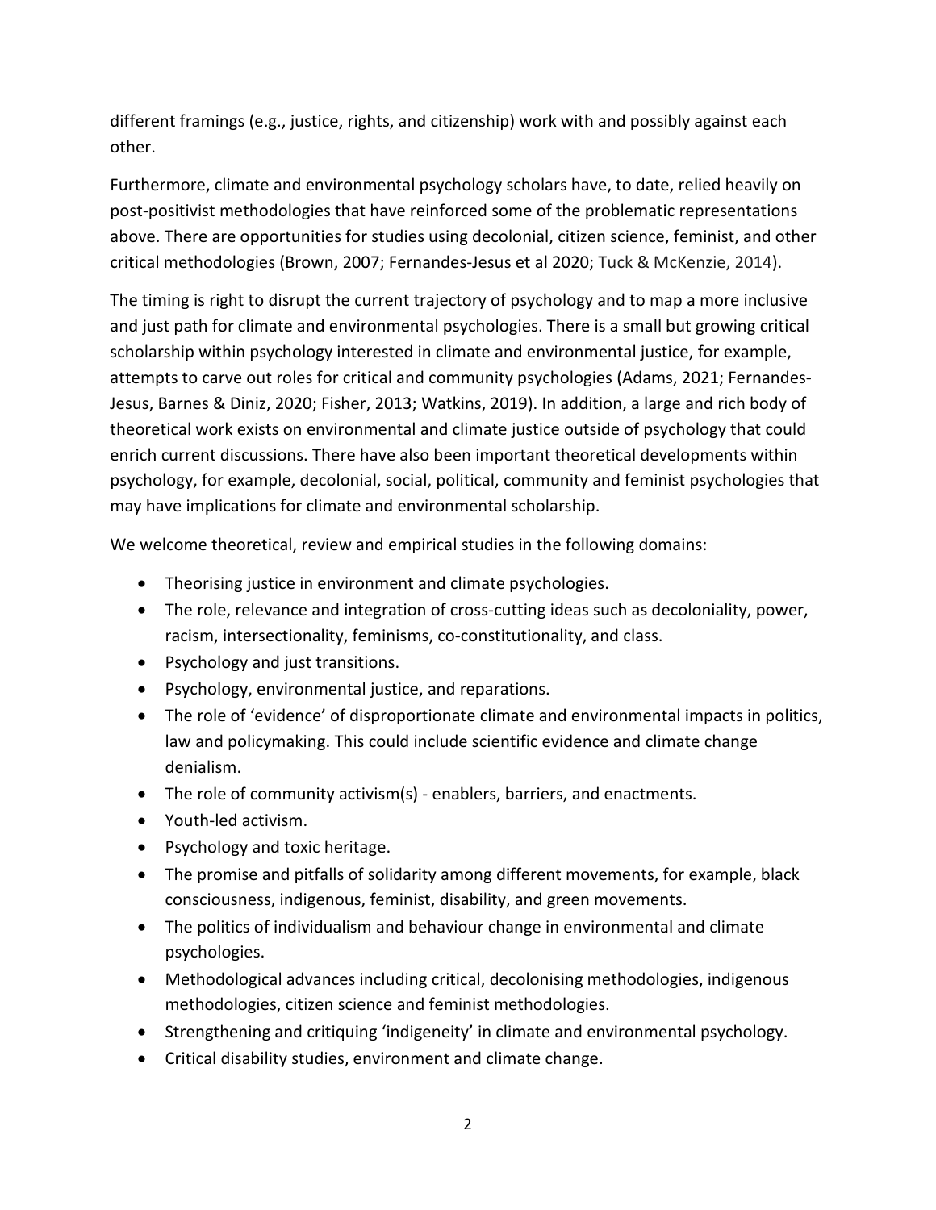different framings (e.g., justice, rights, and citizenship) work with and possibly against each other.

Furthermore, climate and environmental psychology scholars have, to date, relied heavily on post-positivist methodologies that have reinforced some of the problematic representations above. There are opportunities for studies using decolonial, citizen science, feminist, and other critical methodologies (Brown, 2007; Fernandes-Jesus et al 2020; Tuck & McKenzie, 2014).

The timing is right to disrupt the current trajectory of psychology and to map a more inclusive and just path for climate and environmental psychologies. There is a small but growing critical scholarship within psychology interested in climate and environmental justice, for example, attempts to carve out roles for critical and community psychologies (Adams, 2021; Fernandes-Jesus, Barnes & Diniz, 2020; Fisher, 2013; Watkins, 2019). In addition, a large and rich body of theoretical work exists on environmental and climate justice outside of psychology that could enrich current discussions. There have also been important theoretical developments within psychology, for example, decolonial, social, political, community and feminist psychologies that may have implications for climate and environmental scholarship.

We welcome theoretical, review and empirical studies in the following domains:

- Theorising justice in environment and climate psychologies.
- The role, relevance and integration of cross-cutting ideas such as decoloniality, power, racism, intersectionality, feminisms, co-constitutionality, and class.
- Psychology and just transitions.
- Psychology, environmental justice, and reparations.
- The role of 'evidence' of disproportionate climate and environmental impacts in politics, law and policymaking. This could include scientific evidence and climate change denialism.
- The role of community activism(s) - enablers, barriers, and enactments.
- Youth-led activism.
- Psychology and toxic heritage.
- The promise and pitfalls of solidarity among different movements, for example, black consciousness, indigenous, feminist, disability, and green movements.
- The politics of individualism and behaviour change in environmental and climate psychologies.
- Methodological advances including critical, decolonising methodologies, indigenous methodologies, citizen science and feminist methodologies.
- Strengthening and critiquing 'indigeneity' in climate and environmental psychology.
- Critical disability studies, environment and climate change.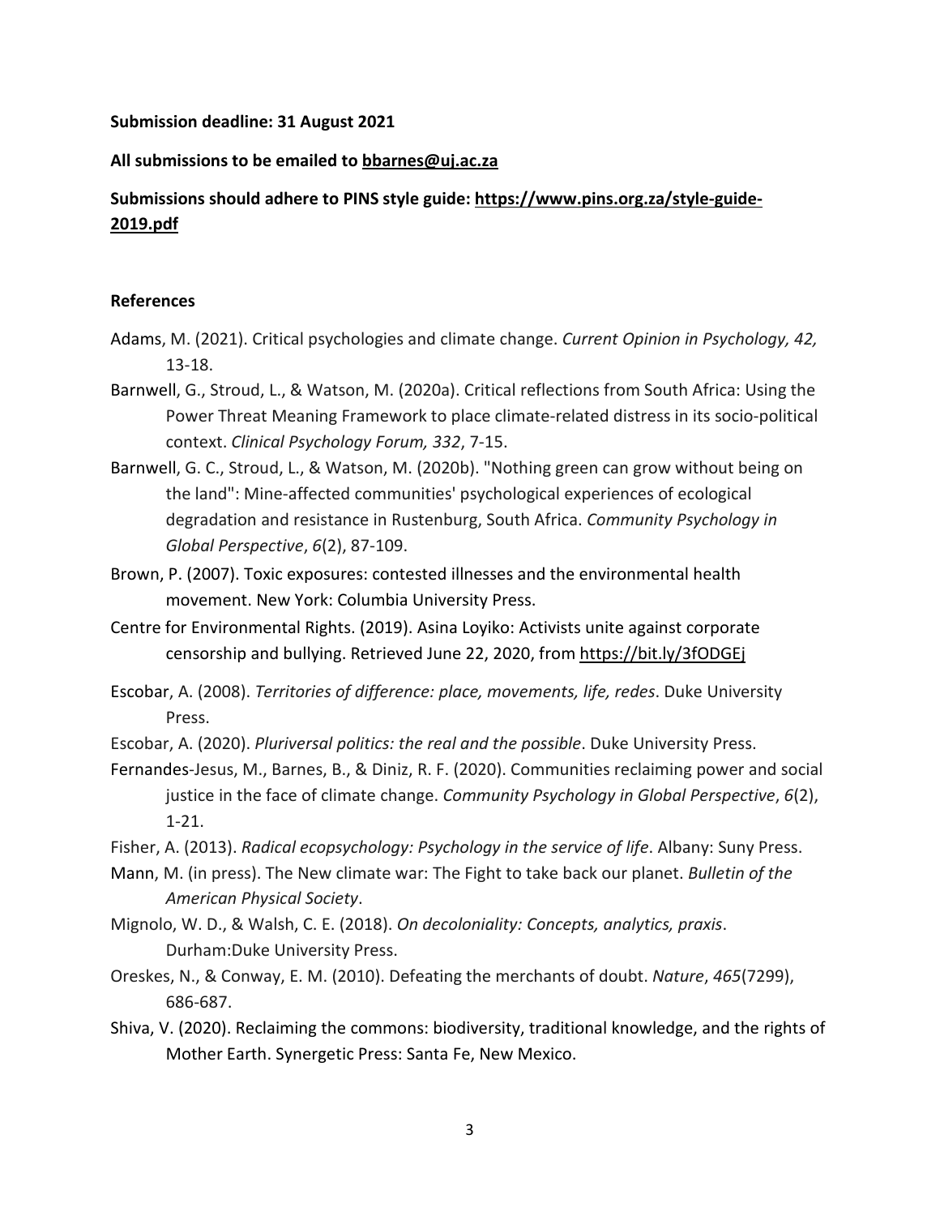**Submission deadline: 31 August 2021**

**All submissions to be emailed to bbarnes@uj.ac.za**

**Submissions should adhere to PINS style guide: https://www.pins.org.za/style-guide-2019.pdf**

## References

Adams, M. (2021). Critical psychologies and climate change. *Current Opinion in Psychology, 42,* 13-18.

Barnwell, G., Stroud, L., & Watson, M. (2020a). Critical reflections from South Africa: Using the Power Threat Meaning Framework to place climate-related distress in its socio-political context. *Clinical Psychology Forum, 332*, 7-15.

Barnwell, G. C., Stroud, L., & Watson, M. (2020b). "Nothing green can grow without being on the land": Mine-affected communities' psychological experiences of ecological degradation and resistance in Rustenburg, South Africa. *Community Psychology in Global Perspective*, *6*(2), 87-109.

Brown, P. (2007). Toxic exposures: contested illnesses and the environmental health movement. New York: Columbia University Press.

Centre for Environmental Rights. (2019). Asina Loyiko: Activists unite against corporate censorship and bullying. Retrieved June 22, 2020, from https://bit.ly/3fODGEj

Escobar, A. (2008). *Territories of difference: place, movements, life, redes*. Duke University Press.

Escobar, A. (2020). *Pluriversal politics: the real and the possible*. Duke University Press.

Fernandes-Jesus, M., Barnes, B., & Diniz, R. F. (2020). Communities reclaiming power and social justice in the face of climate change. *Community Psychology in Global Perspective*, *6*(2), 1-21.

Fisher, A. (2013). *Radical ecopsychology: Psychology in the service of life*. Albany: Suny Press.

Mann, M. (in press). The New climate war: The Fight to take back our planet. *Bulletin of the American Physical Society*.

Mignolo, W. D., & Walsh, C. E. (2018). *On decoloniality: Concepts, analytics, praxis*. Durham:Duke University Press.

Oreskes, N., & Conway, E. M. (2010). Defeating the merchants of doubt. *Nature*, *465*(7299), 686-687.

Shiva, V. (2020). Reclaiming the commons: biodiversity, traditional knowledge, and the rights of Mother Earth. Synergetic Press: Santa Fe, New Mexico.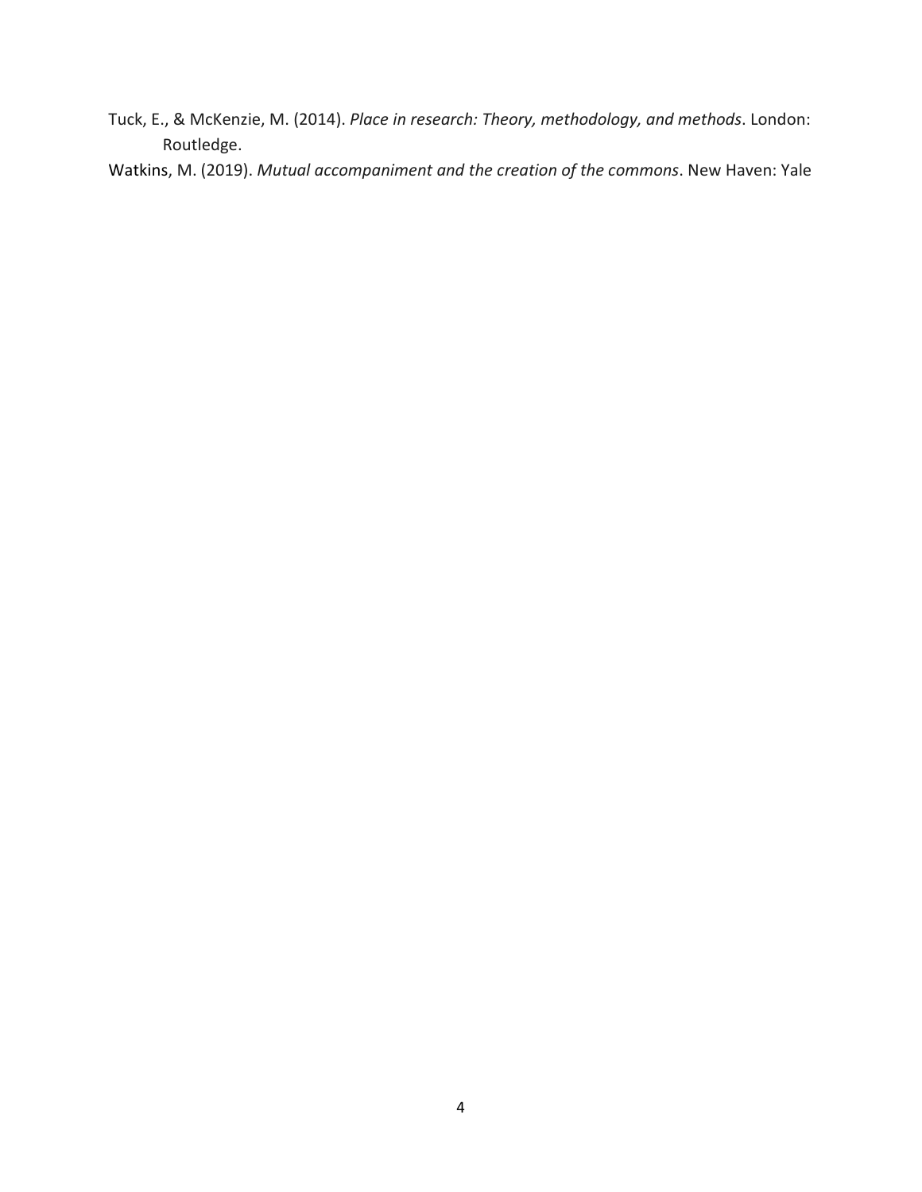Tuck, E., & McKenzie, M. (2014). *Place in research: Theory, methodology, and methods*. London: Routledge.

Watkins, M. (2019). *Mutual accompaniment and the creation of the commons*. New Haven: Yale